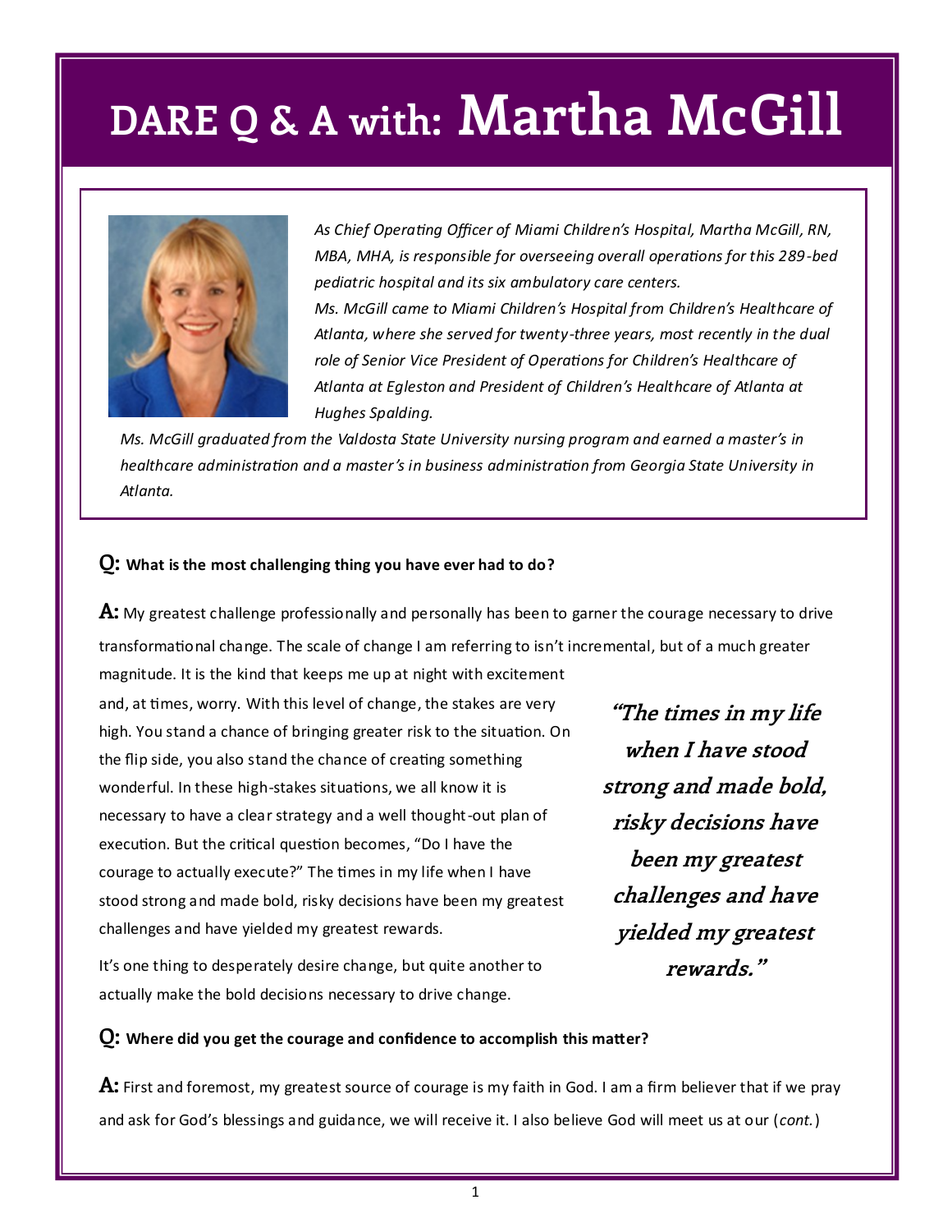# DARE Q & A with: Martha McGill

*As Chief Operating Officer of Miami Children's Hospital, Martha McGill, RN, MBA, MHA, is responsible for overseeing overall operations for this 289-bed pediatric hospital and its six ambulatory care centers.*

*Ms. McGill came to Miami Children's Hospital from Children's Healthcare of Atlanta, where she served for twenty-three years, most recently in the dual role of Senior Vice President of Operations for Children's Healthcare of Atlanta at Egleston and President of Children's Healthcare of Atlanta at Hughes Spalding.*

*Ms. McGill graduated from the Valdosta State University nursing program and earned a master's in healthcare administration and a master's in business administration from Georgia State University in Atlanta.*

**Q: What is the most challenging thing you have ever had to do?**

**A:** My greatest challenge professionally and personally has been to garner the courage necessary to drive transformational change. The scale of change I am referring to isn't incremental, but of a much greater magnitude. It is the kind that keeps me up at night with excitement and, at times, worry. With this level of change, the stakes are very high. You stand a chance of bringing greater risk to the situation. On the flip side, you also stand the chance of creating something wonderful. In these high-stakes situations, we all know it is necessary to have a clear strategy and a well thought-out plan of execution. But the critical question becomes, "Do I have the courage to actually execute?" The times in my life when I have stood strong and made bold, risky decisions have been my greatest challenges and have yielded my greatest rewards.

It's one thing to desperately desire change, but quite another to actually make the bold decisions necessary to drive change.

> ***"The times in my life when I have stood strong and made bold, risky decisions have been my greatest challenges and have yielded my greatest rewards."***

**Q: Where did you get the courage and confidence to accomplish this matter?**

**A:** First and foremost, my greatest source of courage is my faith in God. I am a firm believer that if we pray and ask for God's blessings and guidance, we will receive it. I also believe God will meet us at our (*cont.*)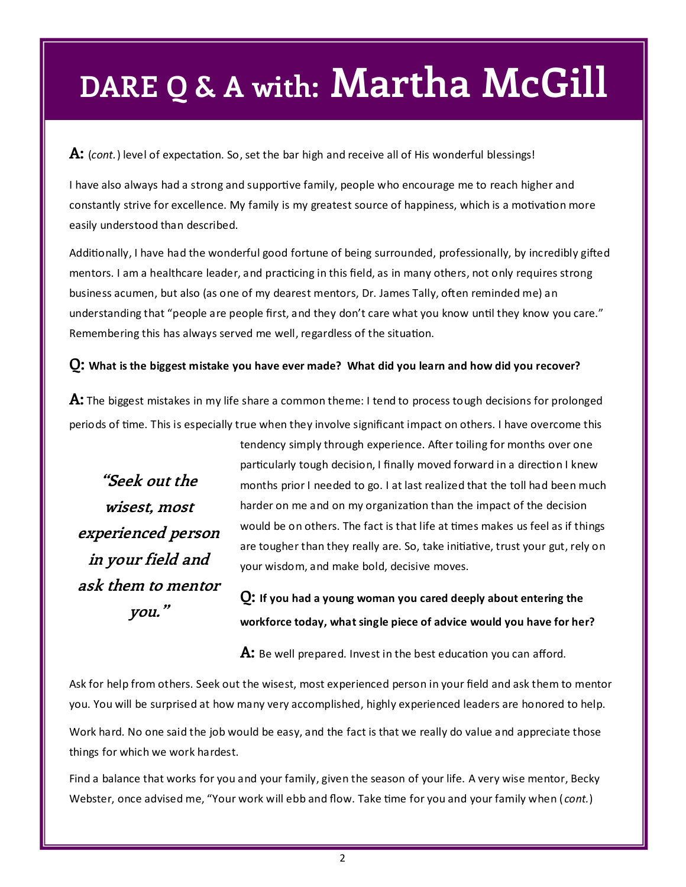# DARE Q & A with: Martha McGill

**A:** (*cont.*) level of expectation. So, set the bar high and receive all of His wonderful blessings!

I have also always had a strong and supportive family, people who encourage me to reach higher and constantly strive for excellence. My family is my greatest source of happiness, which is a motivation more easily understood than described.

Additionally, I have had the wonderful good fortune of being surrounded, professionally, by incredibly gifted mentors. I am a healthcare leader, and practicing in this field, as in many others, not only requires strong business acumen, but also (as one of my dearest mentors, Dr. James Tally, often reminded me) an understanding that "people are people first, and they don't care what you know until they know you care." Remembering this has always served me well, regardless of the situation.

**Q: What is the biggest mistake you have ever made? What did you learn and how did you recover?**

**A:** The biggest mistakes in my life share a common theme: I tend to process tough decisions for prolonged periods of time. This is especially true when they involve significant impact on others. I have overcome this tendency simply through experience. After toiling for months over one particularly tough decision, I finally moved forward in a direction I knew months prior I needed to go. I at last realized that the toll had been much harder on me and on my organization than the impact of the decision would be on others. The fact is that life at times makes us feel as if things are tougher than they really are. So, take initiative, trust your gut, rely on your wisdom, and make bold, decisive moves.

> ***"Seek out the wisest, most experienced person in your field and ask them to mentor you."***

**Q: If you had a young woman you cared deeply about entering the workforce today, what single piece of advice would you have for her?**

**A:** Be well prepared. Invest in the best education you can afford.

Ask for help from others. Seek out the wisest, most experienced person in your field and ask them to mentor you. You will be surprised at how many very accomplished, highly experienced leaders are honored to help.

Work hard. No one said the job would be easy, and the fact is that we really do value and appreciate those things for which we work hardest.

Find a balance that works for you and your family, given the season of your life. A very wise mentor, Becky Webster, once advised me, "Your work will ebb and flow. Take time for you and your family when (*cont.*)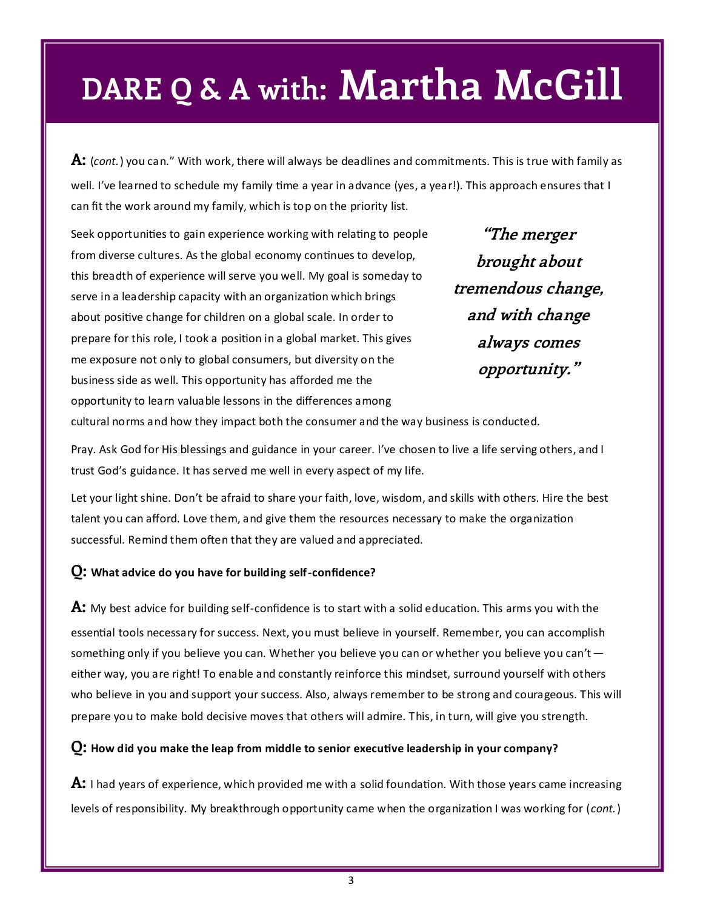# DARE Q & A with: Martha McGill

**A:** (*cont.*) you can." With work, there will always be deadlines and commitments. This is true with family as well. I've learned to schedule my family time a year in advance (yes, a year!). This approach ensures that I can fit the work around my family, which is top on the priority list.

> ***"The merger brought about tremendous change, and with change always comes opportunity."***

Seek opportunities to gain experience working with relating to people from diverse cultures. As the global economy continues to develop, this breadth of experience will serve you well. My goal is someday to serve in a leadership capacity with an organization which brings about positive change for children on a global scale. In order to prepare for this role, I took a position in a global market. This gives me exposure not only to global consumers, but diversity on the business side as well. This opportunity has afforded me the opportunity to learn valuable lessons in the differences among cultural norms and how they impact both the consumer and the way business is conducted.

Pray. Ask God for His blessings and guidance in your career. I've chosen to live a life serving others, and I trust God's guidance. It has served me well in every aspect of my life.

Let your light shine. Don't be afraid to share your faith, love, wisdom, and skills with others. Hire the best talent you can afford. Love them, and give them the resources necessary to make the organization successful. Remind them often that they are valued and appreciated.

**Q: What advice do you have for building self-confidence?**

**A:** My best advice for building self-confidence is to start with a solid education. This arms you with the essential tools necessary for success. Next, you must believe in yourself. Remember, you can accomplish something only if you believe you can. Whether you believe you can or whether you believe you can't — either way, you are right! To enable and constantly reinforce this mindset, surround yourself with others who believe in you and support your success. Also, always remember to be strong and courageous. This will prepare you to make bold decisive moves that others will admire. This, in turn, will give you strength.

**Q: How did you make the leap from middle to senior executive leadership in your company?**

**A:** I had years of experience, which provided me with a solid foundation. With those years came increasing levels of responsibility. My breakthrough opportunity came when the organization I was working for (*cont.*)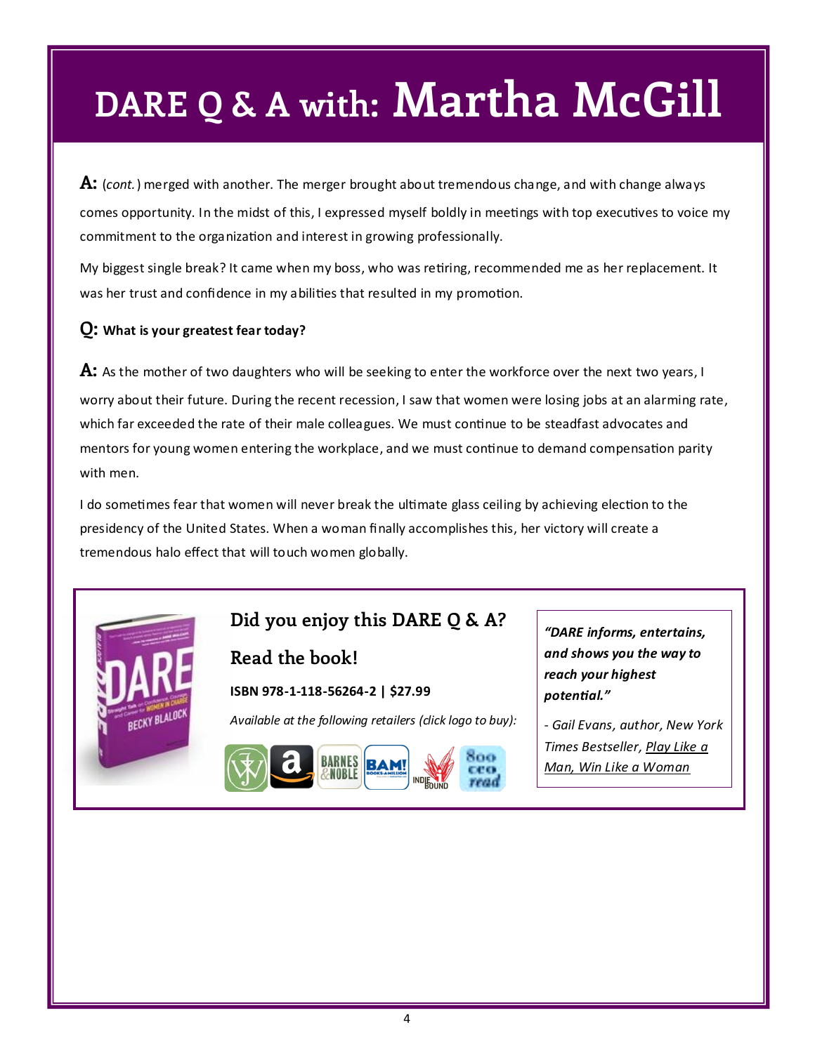# DARE Q & A with: Martha McGill

**A:** (*cont.*) merged with another. The merger brought about tremendous change, and with change always comes opportunity. In the midst of this, I expressed myself boldly in meetings with top executives to voice my commitment to the organization and interest in growing professionally.

My biggest single break? It came when my boss, who was retiring, recommended me as her replacement. It was her trust and confidence in my abilities that resulted in my promotion.

**Q: What is your greatest fear today?**

**A:** As the mother of two daughters who will be seeking to enter the workforce over the next two years, I worry about their future. During the recent recession, I saw that women were losing jobs at an alarming rate, which far exceeded the rate of their male colleagues. We must continue to be steadfast advocates and mentors for young women entering the workplace, and we must continue to demand compensation parity with men.

I do sometimes fear that women will never break the ultimate glass ceiling by achieving election to the presidency of the United States. When a woman finally accomplishes this, her victory will create a tremendous halo effect that will touch women globally.

## Did you enjoy this DARE Q & A?

## Read the book!

**ISBN 978-1-118-56264-2 | $27.99**

*Available at the following retailers (click logo to buy):*

***"DARE informs, entertains, and shows you the way to reach your highest potential."***

*- Gail Evans, author, New York Times Bestseller, Play Like a Man, Win Like a Woman*